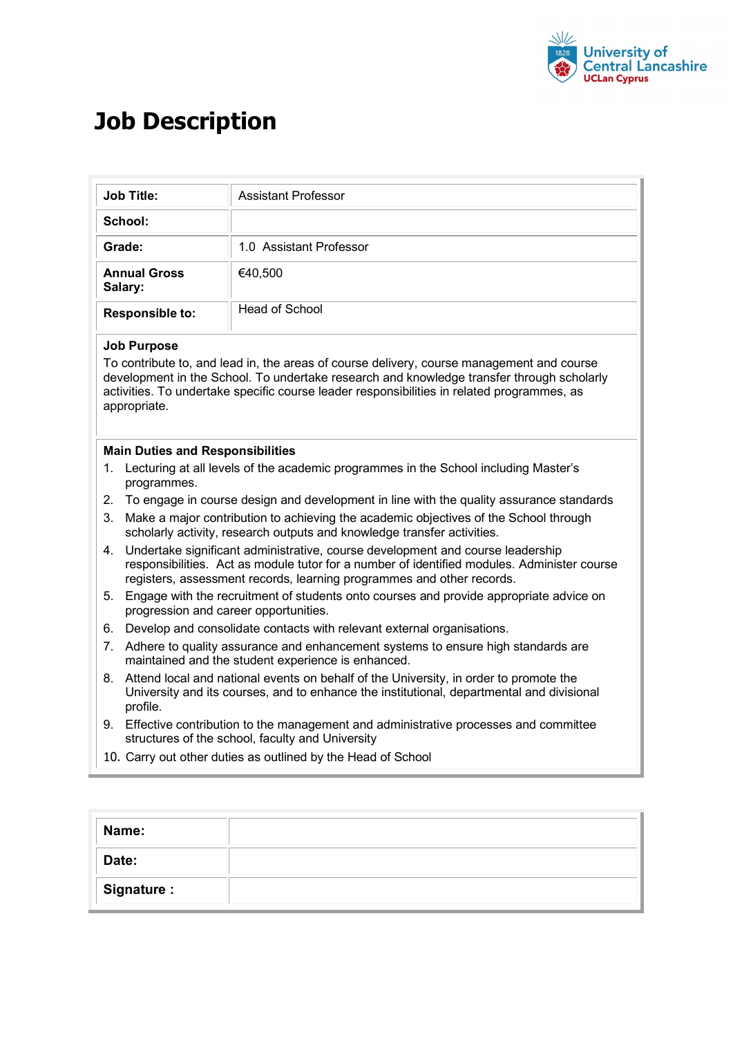# Job Description

| Job Title: | Assistant Professor |
|---|---|
| School: | |
| Grade: | 1.0 Assistant Professor |
| Annual Gross Salary: | €40,500 |
| Responsible to: | Head of School |

**Job Purpose**

To contribute to, and lead in, the areas of course delivery, course management and course development in the School. To undertake research and knowledge transfer through scholarly activities. To undertake specific course leader responsibilities in related programmes, as appropriate.

**Main Duties and Responsibilities**

1. Lecturing at all levels of the academic programmes in the School including Master's programmes.
2. To engage in course design and development in line with the quality assurance standards
3. Make a major contribution to achieving the academic objectives of the School through scholarly activity, research outputs and knowledge transfer activities.
4. Undertake significant administrative, course development and course leadership responsibilities. Act as module tutor for a number of identified modules. Administer course registers, assessment records, learning programmes and other records.
5. Engage with the recruitment of students onto courses and provide appropriate advice on progression and career opportunities.
6. Develop and consolidate contacts with relevant external organisations.
7. Adhere to quality assurance and enhancement systems to ensure high standards are maintained and the student experience is enhanced.
8. Attend local and national events on behalf of the University, in order to promote the University and its courses, and to enhance the institutional, departmental and divisional profile.
9. Effective contribution to the management and administrative processes and committee structures of the school, faculty and University
10. Carry out other duties as outlined by the Head of School

| Name: | |
|---|---|
| Date: | |
| Signature : | |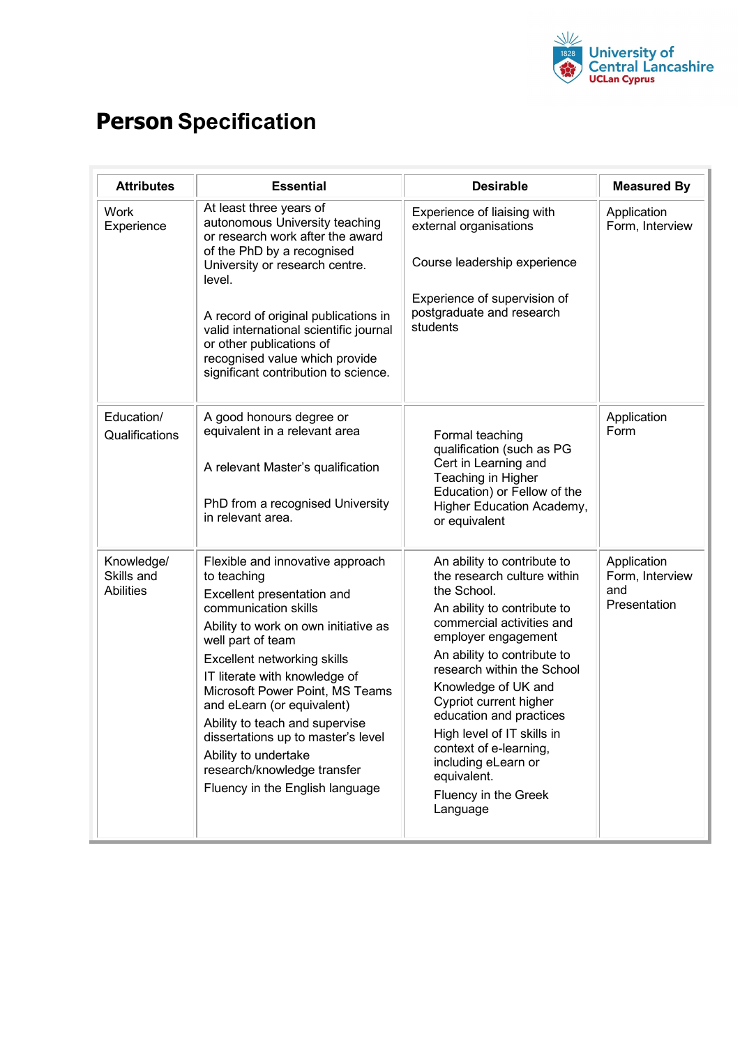# Person Specification

| Attributes | Essential | Desirable | Measured By |
|---|---|---|---|
| Work Experience | At least three years of autonomous University teaching or research work after the award of the PhD by a recognised University or research centre. level.<br><br>A record of original publications in valid international scientific journal or other publications of recognised value which provide significant contribution to science. | Experience of liaising with external organisations<br><br>Course leadership experience<br><br>Experience of supervision of postgraduate and research students | Application Form, Interview |
| Education/ Qualifications | A good honours degree or equivalent in a relevant area<br><br>A relevant Master's qualification<br><br>PhD from a recognised University in relevant area. | Formal teaching qualification (such as PG Cert in Learning and Teaching in Higher Education) or Fellow of the Higher Education Academy, or equivalent | Application Form |
| Knowledge/ Skills and Abilities | Flexible and innovative approach to teaching<br>Excellent presentation and communication skills<br>Ability to work on own initiative as well part of team<br>Excellent networking skills<br>IT literate with knowledge of Microsoft Power Point, MS Teams and eLearn (or equivalent)<br>Ability to teach and supervise dissertations up to master's level<br>Ability to undertake research/knowledge transfer<br>Fluency in the English language | An ability to contribute to the research culture within the School.<br>An ability to contribute to commercial activities and employer engagement<br>An ability to contribute to research within the School<br>Knowledge of UK and Cypriot current higher education and practices<br>High level of IT skills in context of e-learning, including eLearn or equivalent.<br>Fluency in the Greek Language | Application Form, Interview and Presentation |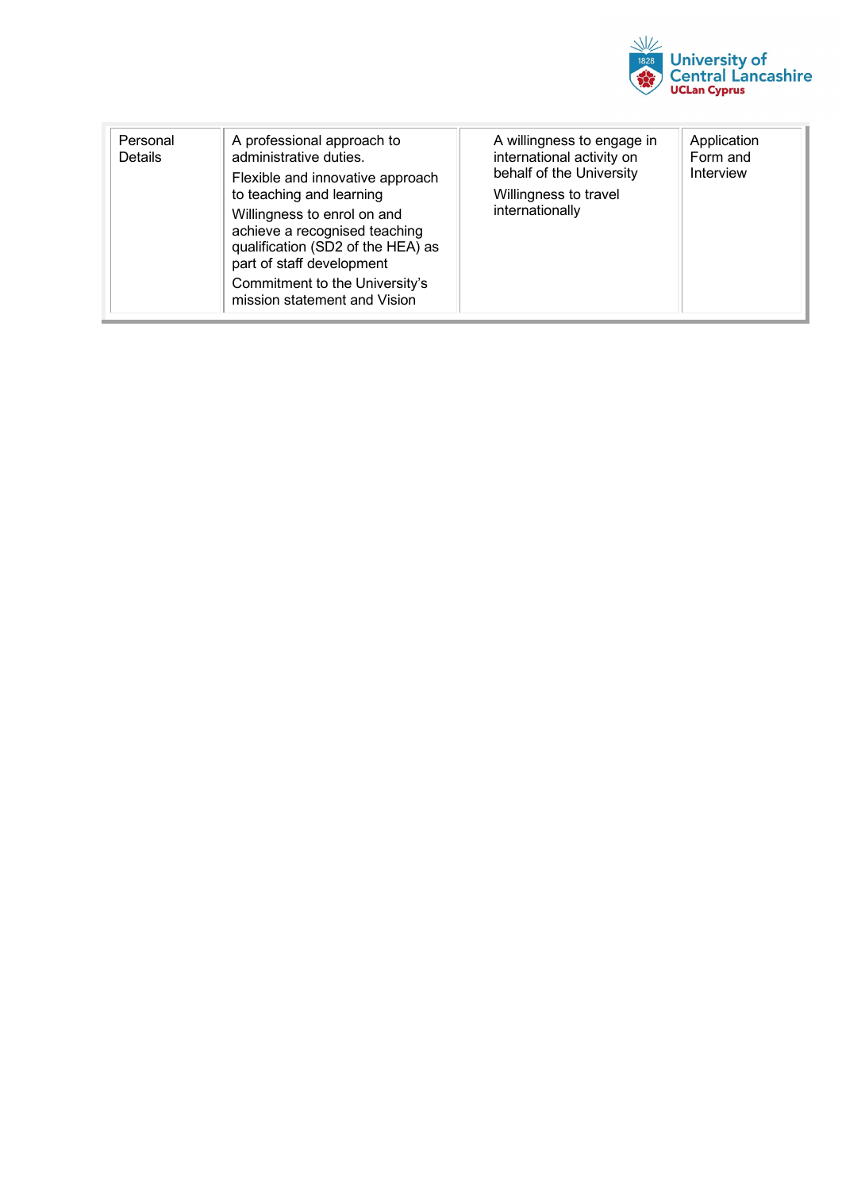| | | | |
|---|---|---|---|
| Personal Details | A professional approach to administrative duties.<br>Flexible and innovative approach to teaching and learning<br>Willingness to enrol on and achieve a recognised teaching qualification (SD2 of the HEA) as part of staff development<br>Commitment to the University's mission statement and Vision | A willingness to engage in international activity on behalf of the University<br>Willingness to travel internationally | Application Form and Interview |